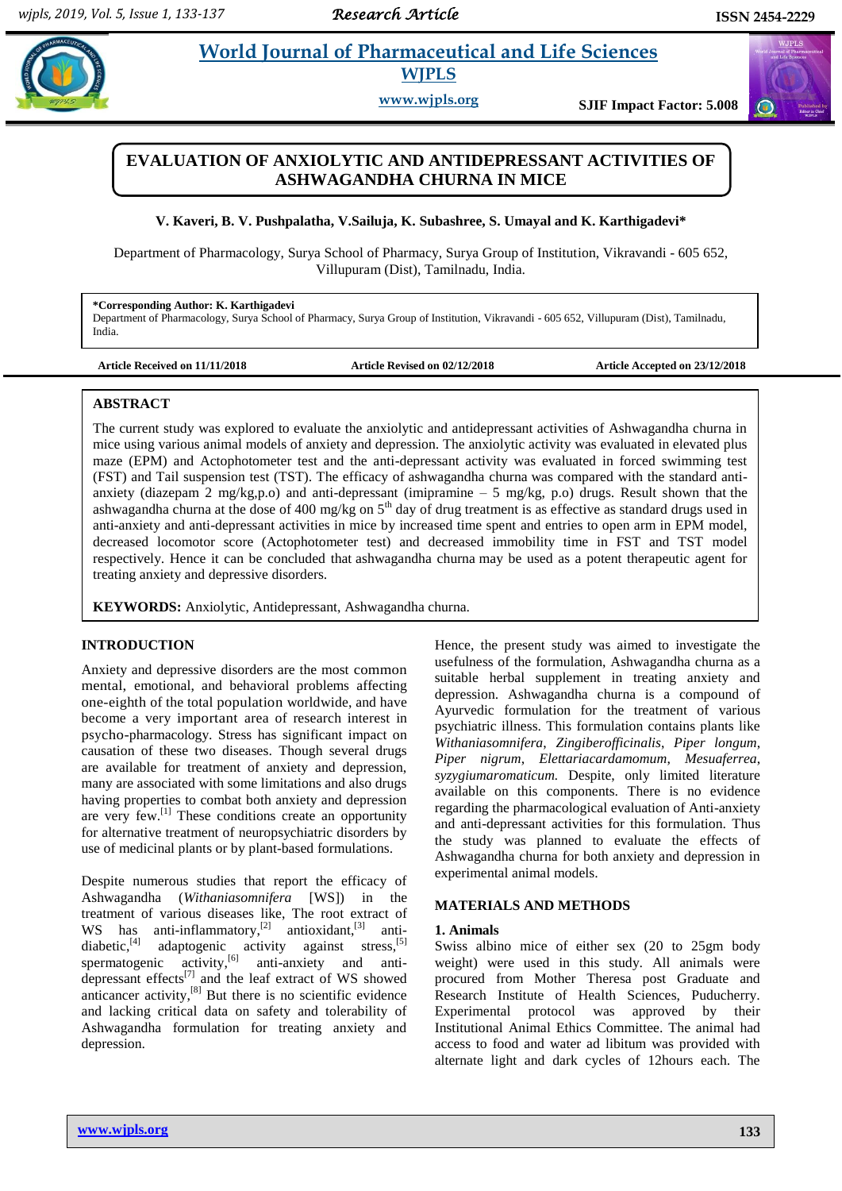# EVALUATION OF ANXIOLYTIC AND ANTIDEPRESSANT ACTIVITIES OF ASHWAGANDHA CHURNA IN MICE

**V. Kaveri, B. V. Pushpalatha, V.Sailuja, K. Subashree, S. Umayal and K. Karthigadevi***

Department of Pharmacology, Surya School of Pharmacy, Surya Group of Institution, Vikravandi - 605 652, Villupuram (Dist), Tamilnadu, India.

**\*Corresponding Author: K. Karthigadevi**
Department of Pharmacology, Surya School of Pharmacy, Surya Group of Institution, Vikravandi - 605 652, Villupuram (Dist), Tamilnadu, India.

**Article Received on 11/11/2018** **Article Revised on 02/12/2018** **Article Accepted on 23/12/2018**

## ABSTRACT

The current study was explored to evaluate the anxiolytic and antidepressant activities of Ashwagandha churna in mice using various animal models of anxiety and depression. The anxiolytic activity was evaluated in elevated plus maze (EPM) and Actophotometer test and the anti-depressant activity was evaluated in forced swimming test (FST) and Tail suspension test (TST). The efficacy of ashwagandha churna was compared with the standard anti-anxiety (diazepam 2 mg/kg,p.o) and anti-depressant (imipramine – 5 mg/kg, p.o) drugs. Result shown that the ashwagandha churna at the dose of 400 mg/kg on 5th day of drug treatment is as effective as standard drugs used in anti-anxiety and anti-depressant activities in mice by increased time spent and entries to open arm in EPM model, decreased locomotor score (Actophotometer test) and decreased immobility time in FST and TST model respectively. Hence it can be concluded that ashwagandha churna may be used as a potent therapeutic agent for treating anxiety and depressive disorders.

**KEYWORDS:** Anxiolytic, Antidepressant, Ashwagandha churna.

## INTRODUCTION

Anxiety and depressive disorders are the most common mental, emotional, and behavioral problems affecting one-eighth of the total population worldwide, and have become a very important area of research interest in psycho-pharmacology. Stress has significant impact on causation of these two diseases. Though several drugs are available for treatment of anxiety and depression, many are associated with some limitations and also drugs having properties to combat both anxiety and depression are very few.[1] These conditions create an opportunity for alternative treatment of neuropsychiatric disorders by use of medicinal plants or by plant-based formulations.

Despite numerous studies that report the efficacy of Ashwagandha (*Withaniasomnifera* [WS]) in the treatment of various diseases like, The root extract of WS has anti-inflammatory,[2] antioxidant,[3] anti-diabetic,[4] adaptogenic activity against stress,[5] spermatogenic activity,[6] anti-anxiety and anti-depressant effects[7] and the leaf extract of WS showed anticancer activity,[8] But there is no scientific evidence and lacking critical data on safety and tolerability of Ashwagandha formulation for treating anxiety and depression.

Hence, the present study was aimed to investigate the usefulness of the formulation, Ashwagandha churna as a suitable herbal supplement in treating anxiety and depression. Ashwagandha churna is a compound of Ayurvedic formulation for the treatment of various psychiatric illness. This formulation contains plants like *Withaniasomnifera*, *Zingiberofficinalis*, *Piper longum*, *Piper nigrum*, *Elettariacardamomum*, *Mesuaferrea*, *syzygiumaromaticum.* Despite, only limited literature available on this components. There is no evidence regarding the pharmacological evaluation of Anti-anxiety and anti-depressant activities for this formulation. Thus the study was planned to evaluate the effects of Ashwagandha churna for both anxiety and depression in experimental animal models.

## MATERIALS AND METHODS

### 1. Animals

Swiss albino mice of either sex (20 to 25gm body weight) were used in this study. All animals were procured from Mother Theresa post Graduate and Research Institute of Health Sciences, Puducherry. Experimental protocol was approved by their Institutional Animal Ethics Committee. The animal had access to food and water ad libitum was provided with alternate light and dark cycles of 12hours each. The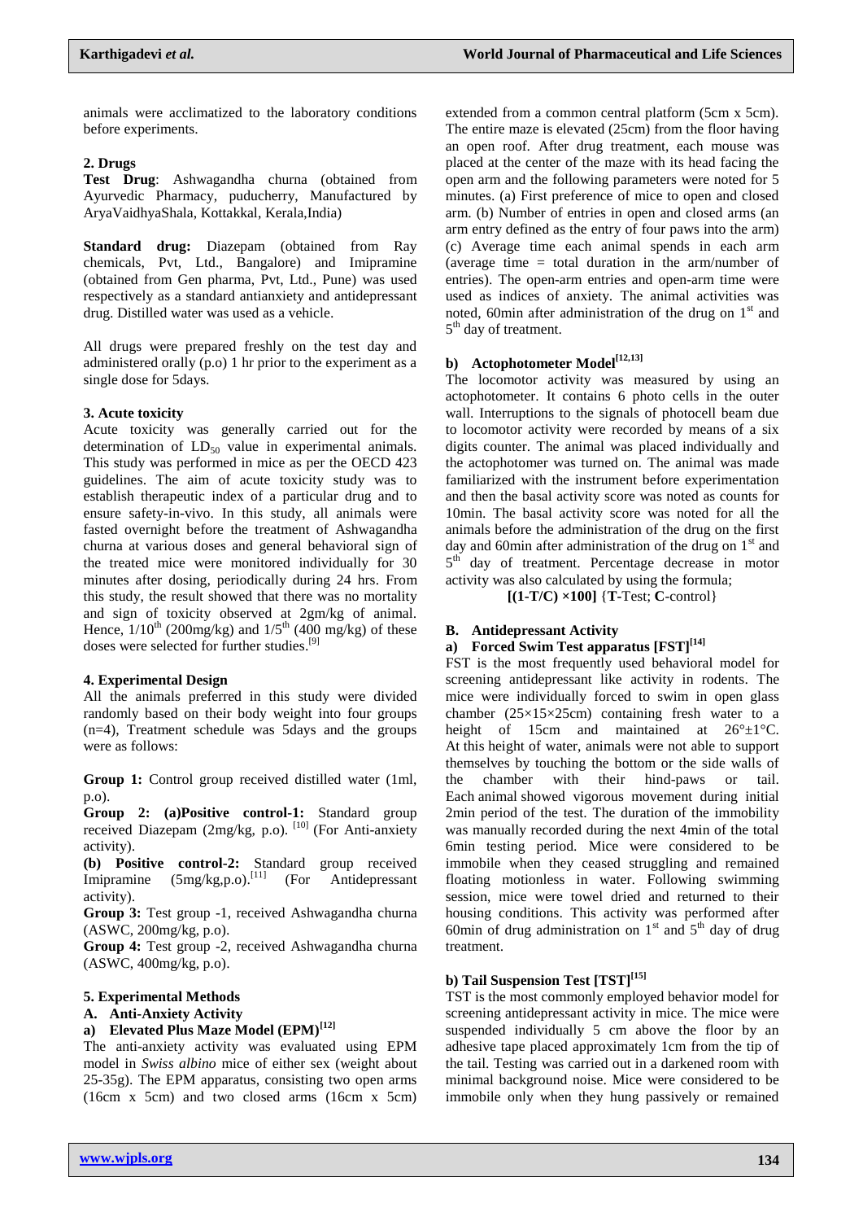animals were acclimatized to the laboratory conditions before experiments.

### 2. Drugs

**Test Drug**: Ashwagandha churna (obtained from Ayurvedic Pharmacy, puducherry, Manufactured by AryaVaidhyaShala, Kottakkal, Kerala,India)

**Standard drug:** Diazepam (obtained from Ray chemicals, Pvt, Ltd., Bangalore) and Imipramine (obtained from Gen pharma, Pvt, Ltd., Pune) was used respectively as a standard antianxiety and antidepressant drug. Distilled water was used as a vehicle.

All drugs were prepared freshly on the test day and administered orally (p.o) 1 hr prior to the experiment as a single dose for 5days.

### 3. Acute toxicity

Acute toxicity was generally carried out for the determination of $LD_{50}$ value in experimental animals. This study was performed in mice as per the OECD 423 guidelines. The aim of acute toxicity study was to establish therapeutic index of a particular drug and to ensure safety-in-vivo. In this study, all animals were fasted overnight before the treatment of Ashwagandha churna at various doses and general behavioral sign of the treated mice were monitored individually for 30 minutes after dosing, periodically during 24 hrs. From this study, the result showed that there was no mortality and sign of toxicity observed at 2gm/kg of animal. Hence, $1/10^{th}$ (200mg/kg) and $1/5^{th}$ (400 mg/kg) of these doses were selected for further studies.[9]

### 4. Experimental Design

All the animals preferred in this study were divided randomly based on their body weight into four groups (n=4), Treatment schedule was 5days and the groups were as follows:

**Group 1:** Control group received distilled water (1ml, p.o).

**Group 2: (a)Positive control-1:** Standard group received Diazepam (2mg/kg, p.o). [10] (For Anti-anxiety activity).

**(b) Positive control-2:** Standard group received Imipramine (5mg/kg,p.o).[11] (For Antidepressant activity).

**Group 3:** Test group -1, received Ashwagandha churna (ASWC, 200mg/kg, p.o).

**Group 4:** Test group -2, received Ashwagandha churna (ASWC, 400mg/kg, p.o).

### 5. Experimental Methods

#### A. Anti-Anxiety Activity

#### a) Elevated Plus Maze Model (EPM)[12]

The anti-anxiety activity was evaluated using EPM model in *Swiss albino* mice of either sex (weight about 25-35g). The EPM apparatus, consisting two open arms (16cm x 5cm) and two closed arms (16cm x 5cm) extended from a common central platform (5cm x 5cm). The entire maze is elevated (25cm) from the floor having an open roof. After drug treatment, each mouse was placed at the center of the maze with its head facing the open arm and the following parameters were noted for 5 minutes. (a) First preference of mice to open and closed arm. (b) Number of entries in open and closed arms (an arm entry defined as the entry of four paws into the arm) (c) Average time each animal spends in each arm (average time = total duration in the arm/number of entries). The open-arm entries and open-arm time were used as indices of anxiety. The animal activities was noted, 60min after administration of the drug on $1^{st}$ and $5^{th}$ day of treatment.

#### b) Actophotometer Model[12,13]

The locomotor activity was measured by using an actophotometer. It contains 6 photo cells in the outer wall. Interruptions to the signals of photocell beam due to locomotor activity were recorded by means of a six digits counter. The animal was placed individually and the actophotomer was turned on. The animal was made familiarized with the instrument before experimentation and then the basal activity score was noted as counts for 10min. The basal activity score was noted for all the animals before the administration of the drug on the first day and 60min after administration of the drug on $1^{st}$ and $5^{th}$ day of treatment. Percentage decrease in motor activity was also calculated by using the formula;

**[(1-T/C) ×100]** {**T**-Test; **C**-control}

#### B. Antidepressant Activity

#### a) Forced Swim Test apparatus [FST][14]

FST is the most frequently used behavioral model for screening antidepressant like activity in rodents. The mice were individually forced to swim in open glass chamber (25×15×25cm) containing fresh water to a height of 15cm and maintained at 26°±1°C. At this height of water, animals were not able to support themselves by touching the bottom or the side walls of the chamber with their hind-paws or tail. Each animal showed vigorous movement during initial 2min period of the test. The duration of the immobility was manually recorded during the next 4min of the total 6min testing period. Mice were considered to be immobile when they ceased struggling and remained floating motionless in water. Following swimming session, mice were towel dried and returned to their housing conditions. This activity was performed after 60min of drug administration on $1^{st}$ and $5^{th}$ day of drug treatment.

#### b) Tail Suspension Test [TST][15]

TST is the most commonly employed behavior model for screening antidepressant activity in mice. The mice were suspended individually 5 cm above the floor by an adhesive tape placed approximately 1cm from the tip of the tail. Testing was carried out in a darkened room with minimal background noise. Mice were considered to be immobile only when they hung passively or remained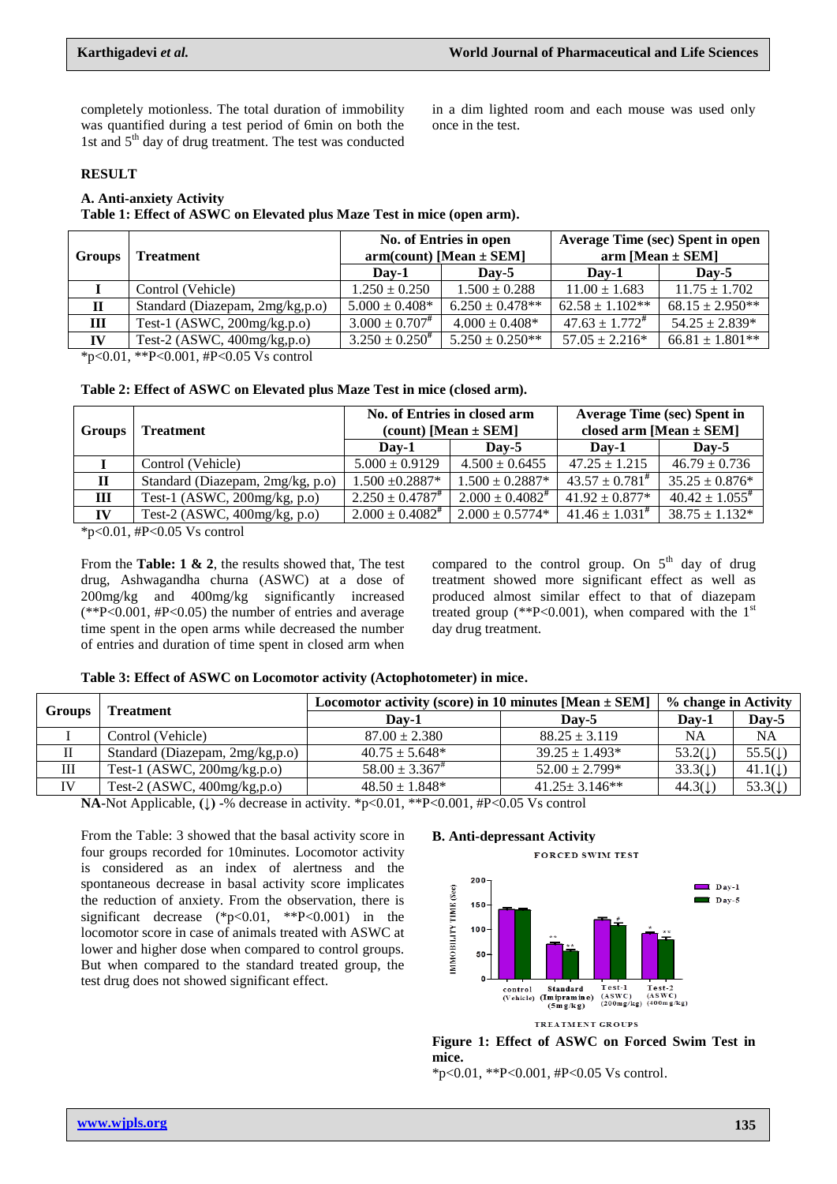completely motionless. The total duration of immobility was quantified during a test period of 6min on both the 1st and 5th day of drug treatment. The test was conducted in a dim lighted room and each mouse was used only once in the test.

## RESULT

### A. Anti-anxiety Activity

**Table 1: Effect of ASWC on Elevated plus Maze Test in mice (open arm).**

| Groups | Treatment | No. of Entries in open arm(count) [Mean ± SEM] | | Average Time (sec) Spent in open arm [Mean ± SEM] | |
|---|---|---|---|---|---|
| | | Day-1 | Day-5 | Day-1 | Day-5 |
| **I** | Control (Vehicle) | 1.250 ± 0.250 | 1.500 ± 0.288 | 11.00 ± 1.683 | 11.75 ± 1.702 |
| **II** | Standard (Diazepam, 2mg/kg,p.o) | 5.000 ± 0.408* | 6.250 ± 0.478** | 62.58 ± 1.102** | 68.15 ± 2.950** |
| **III** | Test-1 (ASWC, 200mg/kg.p.o) | 3.000 ± 0.707# | 4.000 ± 0.408* | 47.63 ± 1.772# | 54.25 ± 2.839* |
| **IV** | Test-2 (ASWC, 400mg/kg,p.o) | 3.250 ± 0.250# | 5.250 ± 0.250** | 57.05 ± 2.216* | 66.81 ± 1.801** |

*p<0.01, **P<0.001, #P<0.05 Vs control

**Table 2: Effect of ASWC on Elevated plus Maze Test in mice (closed arm).**

| Groups | Treatment | No. of Entries in closed arm (count) [Mean ± SEM] | | Average Time (sec) Spent in closed arm [Mean ± SEM] | |
|---|---|---|---|---|---|
| | | Day-1 | Day-5 | Day-1 | Day-5 |
| **I** | Control (Vehicle) | 5.000 ± 0.9129 | 4.500 ± 0.6455 | 47.25 ± 1.215 | 46.79 ± 0.736 |
| **II** | Standard (Diazepam, 2mg/kg, p.o) | 1.500 ±0.2887* | 1.500 ± 0.2887* | 43.57 ± 0.781# | 35.25 ± 0.876* |
| **III** | Test-1 (ASWC, 200mg/kg, p.o) | 2.250 ± 0.4787# | 2.000 ± 0.4082# | 41.92 ± 0.877* | 40.42 ± 1.055# |
| **IV** | Test-2 (ASWC, 400mg/kg, p.o) | 2.000 ± 0.4082# | 2.000 ± 0.5774* | 41.46 ± 1.031# | 38.75 ± 1.132* |

*p<0.01, #P<0.05 Vs control

From the **Table: 1 & 2**, the results showed that, The test drug, Ashwagandha churna (ASWC) at a dose of 200mg/kg and 400mg/kg significantly increased (**P<0.001, #P<0.05) the number of entries and average time spent in the open arms while decreased the number of entries and duration of time spent in closed arm when compared to the control group. On 5th day of drug treatment showed more significant effect as well as produced almost similar effect to that of diazepam treated group (**P<0.001), when compared with the 1st day drug treatment.

**Table 3: Effect of ASWC on Locomotor activity (Actophotometer) in mice.**

| Groups | Treatment | Locomotor activity (score) in 10 minutes [Mean ± SEM] | | % change in Activity | |
|---|---|---|---|---|---|
| | | Day-1 | Day-5 | Day-1 | Day-5 |
| I | Control (Vehicle) | 87.00 ± 2.380 | 88.25 ± 3.119 | NA | NA |
| II | Standard (Diazepam, 2mg/kg,p.o) | 40.75 ± 5.648* | 39.25 ± 1.493* | 53.2(↓) | 55.5(↓) |
| III | Test-1 (ASWC, 200mg/kg.p.o) | 58.00 ± 3.367# | 52.00 ± 2.799* | 33.3(↓) | 41.1(↓) |
| IV | Test-2 (ASWC, 400mg/kg,p.o) | 48.50 ± 1.848* | 41.25± 3.146** | 44.3(↓) | 53.3(↓) |

**NA**-Not Applicable, **(↓)** -% decrease in activity. *p<0.01, **P<0.001, #P<0.05 Vs control

From the Table: 3 showed that the basal activity score in four groups recorded for 10minutes. Locomotor activity is considered as an index of alertness and the spontaneous decrease in basal activity score implicates the reduction of anxiety. From the observation, there is significant decrease (*p<0.01, **P<0.001) in the locomotor score in case of animals treated with ASWC at lower and higher dose when compared to control groups. But when compared to the standard treated group, the test drug does not showed significant effect.

### B. Anti-depressant Activity

**Figure 1: Effect of ASWC on Forced Swim Test in mice.**

*p<0.01, **P<0.001, #P<0.05 Vs control.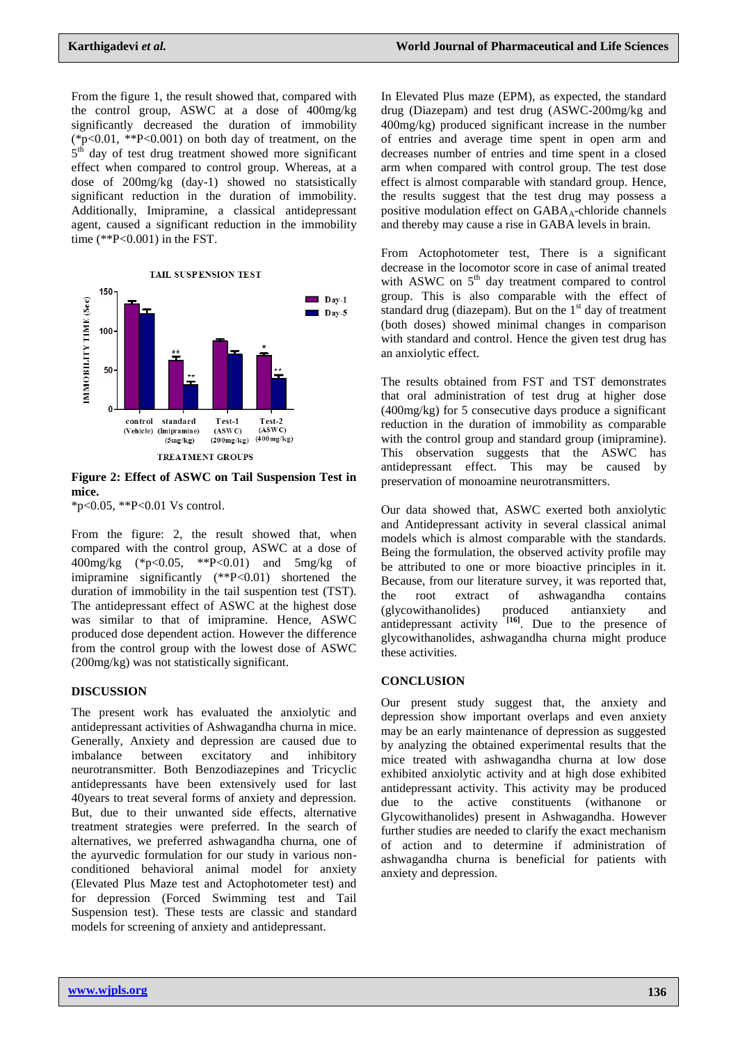From the figure 1, the result showed that, compared with the control group, ASWC at a dose of 400mg/kg significantly decreased the duration of immobility (*p<0.01, **P<0.001) on both day of treatment, on the 5th day of test drug treatment showed more significant effect when compared to control group. Whereas, at a dose of 200mg/kg (day-1) showed no statsistically significant reduction in the duration of immobility. Additionally, Imipramine, a classical antidepressant agent, caused a significant reduction in the immobility time (**P<0.001) in the FST.

**Figure 2: Effect of ASWC on Tail Suspension Test in mice.**

*p<0.05, **P<0.01 Vs control.

From the figure: 2, the result showed that, when compared with the control group, ASWC at a dose of 400mg/kg (*p<0.05, **P<0.01) and 5mg/kg of imipramine significantly (**P<0.01) shortened the duration of immobility in the tail suspension test (TST). The antidepressant effect of ASWC at the highest dose was similar to that of imipramine. Hence, ASWC produced dose dependent action. However the difference from the control group with the lowest dose of ASWC (200mg/kg) was not statistically significant.

## DISCUSSION

The present work has evaluated the anxiolytic and antidepressant activities of Ashwagandha churna in mice. Generally, Anxiety and depression are caused due to imbalance between excitatory and inhibitory neurotransmitter. Both Benzodiazepines and Tricyclic antidepressants have been extensively used for last 40years to treat several forms of anxiety and depression. But, due to their unwanted side effects, alternative treatment strategies were preferred. In the search of alternatives, we preferred ashwagandha churna, one of the ayurvedic formulation for our study in various non-conditioned behavioral animal model for anxiety (Elevated Plus Maze test and Actophotometer test) and for depression (Forced Swimming test and Tail Suspension test). These tests are classic and standard models for screening of anxiety and antidepressant.

In Elevated Plus maze (EPM), as expected, the standard drug (Diazepam) and test drug (ASWC-200mg/kg and 400mg/kg) produced significant increase in the number of entries and average time spent in open arm and decreases number of entries and time spent in a closed arm when compared with control group. The test dose effect is almost comparable with standard group. Hence, the results suggest that the test drug may possess a positive modulation effect on $GABA_A$-chloride channels and thereby may cause a rise in GABA levels in brain.

From Actophotometer test, There is a significant decrease in the locomotor score in case of animal treated with ASWC on 5th day treatment compared to control group. This is also comparable with the effect of standard drug (diazepam). But on the 1st day of treatment (both doses) showed minimal changes in comparison with standard and control. Hence the given test drug has an anxiolytic effect.

The results obtained from FST and TST demonstrates that oral administration of test drug at higher dose (400mg/kg) for 5 consecutive days produce a significant reduction in the duration of immobility as comparable with the control group and standard group (imipramine). This observation suggests that the ASWC has antidepressant effect. This may be caused by preservation of monoamine neurotransmitters.

Our data showed that, ASWC exerted both anxiolytic and Antidepressant activity in several classical animal models which is almost comparable with the standards. Being the formulation, the observed activity profile may be attributed to one or more bioactive principles in it. Because, from our literature survey, it was reported that, the root extract of ashwagandha contains (glycowithanolides) produced antianxiety and antidepressant activity [16]. Due to the presence of glycowithanolides, ashwagandha churna might produce these activities.

## CONCLUSION

Our present study suggest that, the anxiety and depression show important overlaps and even anxiety may be an early maintenance of depression as suggested by analyzing the obtained experimental results that the mice treated with ashwagandha churna at low dose exhibited anxiolytic activity and at high dose exhibited antidepressant activity. This activity may be produced due to the active constituents (withanone or Glycowithanolides) present in Ashwagandha. However further studies are needed to clarify the exact mechanism of action and to determine if administration of ashwagandha churna is beneficial for patients with anxiety and depression.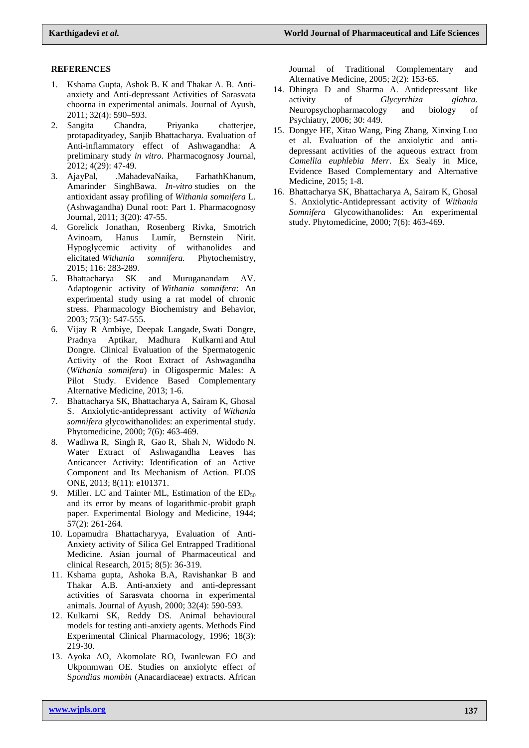**REFERENCES**

1. Kshama Gupta, Ashok B. K and Thakar A. B. Anti-anxiety and Anti-depressant Activities of Sarasvata choorna in experimental animals. Journal of Ayush, 2011; 32(4): 590–593.
2. Sangita Chandra, Priyanka chatterjee, protapadityadey, Sanjib Bhattacharya. Evaluation of Anti-inflammatory effect of Ashwagandha: A preliminary study *in vitro.* Pharmacognosy Journal, 2012; 4(29): 47-49.
3. AjayPal, .MahadevaNaika, FarhathKhanum, Amarinder SinghBawa. *In-vitro* studies on the antioxidant assay profiling of *Withania somnifera* L. (Ashwagandha) Dunal root: Part 1. Pharmacognosy Journal, 2011; 3(20): 47-55.
4. Gorelick Jonathan, Rosenberg Rivka, Smotrich Avinoam, Hanus Lumír, Bernstein Nirit. Hypoglycemic activity of withanolides and elicitated *Withania somnifera.* Phytochemistry, 2015; 116: 283-289.
5. Bhattacharya SK and Muruganandam AV. Adaptogenic activity of *Withania somnifera*: An experimental study using a rat model of chronic stress. Pharmacology Biochemistry and Behavior, 2003; 75(3): 547-555.
6. Vijay R Ambiye, Deepak Langade, Swati Dongre, Pradnya Aptikar, Madhura Kulkarni and Atul Dongre. Clinical Evaluation of the Spermatogenic Activity of the Root Extract of Ashwagandha (*Withania somnifera*) in Oligospermic Males: A Pilot Study. Evidence Based Complementary Alternative Medicine, 2013; 1-6.
7. Bhattacharya SK, Bhattacharya A, Sairam K, Ghosal S. Anxiolytic-antidepressant activity of *Withania somnifera* glycowithanolides: an experimental study. Phytomedicine, 2000; 7(6): 463-469.
8. Wadhwa R, Singh R, Gao R, Shah N, Widodo N. Water Extract of Ashwagandha Leaves has Anticancer Activity: Identification of an Active Component and Its Mechanism of Action. PLOS ONE, 2013; 8(11): e101371.
9. Miller. LC and Tainter ML, Estimation of the $ED_{50}$ and its error by means of logarithmic-probit graph paper. Experimental Biology and Medicine, 1944; 57(2): 261-264.
10. Lopamudra Bhattacharyya, Evaluation of Anti-Anxiety activity of Silica Gel Entrapped Traditional Medicine. Asian journal of Pharmaceutical and clinical Research, 2015; 8(5): 36-319.
11. Kshama gupta, Ashoka B.A, Ravishankar B and Thakar A.B. Anti-anxiety and anti-depressant activities of Sarasvata choorna in experimental animals. Journal of Ayush, 2000; 32(4): 590-593.
12. Kulkarni SK, Reddy DS. Animal behavioural models for testing anti-anxiety agents. Methods Find Experimental Clinical Pharmacology, 1996; 18(3): 219-30.
13. Ayoka AO, Akomolate RO, Iwanlewan EO and Ukponmwan OE. Studies on anxiolytc effect of S*pondias mombin* (Anacardiaceae) extracts. African Journal of Traditional Complementary and Alternative Medicine, 2005; 2(2): 153-65.
14. Dhingra D and Sharma A. Antidepressant like activity of *Glycyrrhiza glabra*. Neuropsychopharmacology and biology of Psychiatry, 2006; 30: 449.
15. Dongye HE, Xitao Wang, Ping Zhang, Xinxing Luo et al. Evaluation of the anxiolytic and anti-depressant activities of the aqueous extract from *Camellia euphlebia Merr*. Ex Sealy in Mice, Evidence Based Complementary and Alternative Medicine, 2015; 1-8.
16. Bhattacharya SK, Bhattacharya A, Sairam K, Ghosal S. Anxiolytic-Antidepressant activity of *Withania Somnifera* Glycowithanolides: An experimental study. Phytomedicine, 2000; 7(6): 463-469.